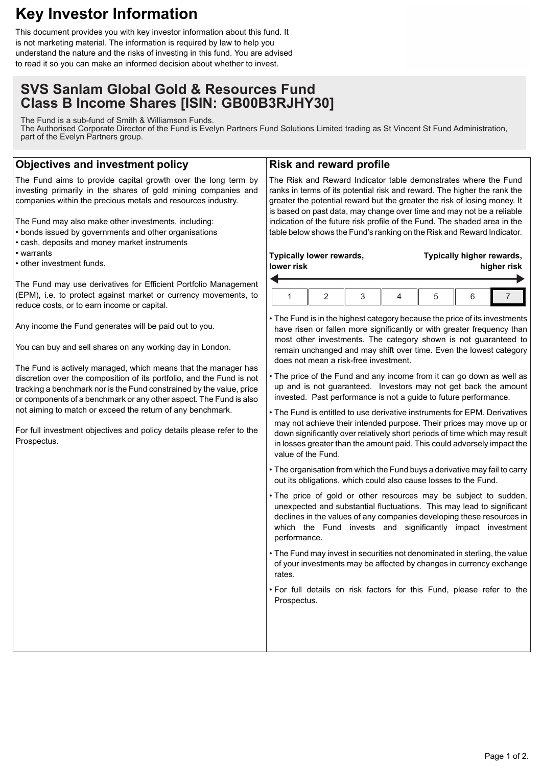# Key Investor Information

This document provides you with key investor information about this fund. It is not marketing material. The information is required by law to help you understand the nature and the risks of investing in this fund. You are advised to read it so you can make an informed decision about whether to invest.

## SVS Sanlam Global Gold & Resources Fund
## Class B Income Shares [ISIN: GB00B3RJHY30]

The Fund is a sub-fund of Smith & Williamson Funds.
The Authorised Corporate Director of the Fund is Evelyn Partners Fund Solutions Limited trading as St Vincent St Fund Administration, part of the Evelyn Partners group.

### Objectives and investment policy

The Fund aims to provide capital growth over the long term by investing primarily in the shares of gold mining companies and companies within the precious metals and resources industry.

The Fund may also make other investments, including:

- bonds issued by governments and other organisations
- cash, deposits and money market instruments
- warrants
- other investment funds.

The Fund may use derivatives for Efficient Portfolio Management (EPM), i.e. to protect against market or currency movements, to reduce costs, or to earn income or capital.

Any income the Fund generates will be paid out to you.

You can buy and sell shares on any working day in London.

The Fund is actively managed, which means that the manager has discretion over the composition of its portfolio, and the Fund is not tracking a benchmark nor is the Fund constrained by the value, price or components of a benchmark or any other aspect. The Fund is also not aiming to match or exceed the return of any benchmark.

For full investment objectives and policy details please refer to the Prospectus.

### Risk and reward profile

The Risk and Reward Indicator table demonstrates where the Fund ranks in terms of its potential risk and reward. The higher the rank the greater the potential reward but the greater the risk of losing money. It is based on past data, may change over time and may not be a reliable indication of the future risk profile of the Fund. The shaded area in the table below shows the Fund's ranking on the Risk and Reward Indicator.

**Typically lower rewards, lower risk** ← → **Typically higher rewards, higher risk**

| 1 | 2 | 3 | 4 | 5 | 6 | **7** |
|---|---|---|---|---|---|---|

- The Fund is in the highest category because the price of its investments have risen or fallen more significantly or with greater frequency than most other investments. The category shown is not guaranteed to remain unchanged and may shift over time. Even the lowest category does not mean a risk-free investment.
- The price of the Fund and any income from it can go down as well as up and is not guaranteed. Investors may not get back the amount invested. Past performance is not a guide to future performance.
- The Fund is entitled to use derivative instruments for EPM. Derivatives may not achieve their intended purpose. Their prices may move up or down significantly over relatively short periods of time which may result in losses greater than the amount paid. This could adversely impact the value of the Fund.
- The organisation from which the Fund buys a derivative may fail to carry out its obligations, which could also cause losses to the Fund.
- The price of gold or other resources may be subject to sudden, unexpected and substantial fluctuations. This may lead to significant declines in the values of any companies developing these resources in which the Fund invests and significantly impact investment performance.
- The Fund may invest in securities not denominated in sterling, the value of your investments may be affected by changes in currency exchange rates.
- For full details on risk factors for this Fund, please refer to the Prospectus.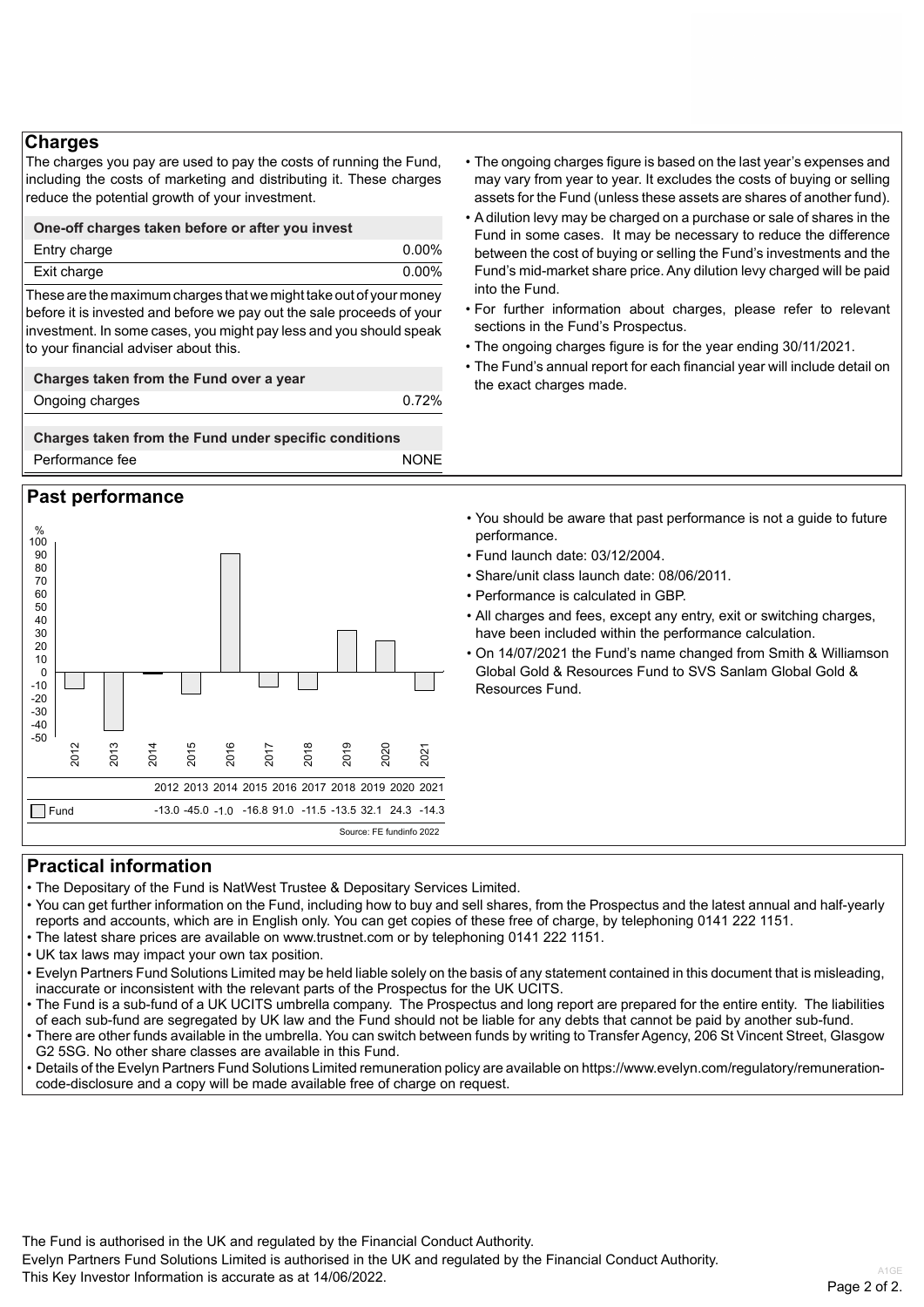## Charges

The charges you pay are used to pay the costs of running the Fund, including the costs of marketing and distributing it. These charges reduce the potential growth of your investment.

| One-off charges taken before or after you invest | |
|---|---|
| Entry charge | 0.00% |
| Exit charge | 0.00% |

These are the maximum charges that we might take out of your money before it is invested and before we pay out the sale proceeds of your investment. In some cases, you might pay less and you should speak to your financial adviser about this.

| Charges taken from the Fund over a year | |
|---|---|
| Ongoing charges | 0.72% |

| Charges taken from the Fund under specific conditions | |
|---|---|
| Performance fee | NONE |

- The ongoing charges figure is based on the last year's expenses and may vary from year to year. It excludes the costs of buying or selling assets for the Fund (unless these assets are shares of another fund).
- A dilution levy may be charged on a purchase or sale of shares in the Fund in some cases. It may be necessary to reduce the difference between the cost of buying or selling the Fund's investments and the Fund's mid-market share price. Any dilution levy charged will be paid into the Fund.
- For further information about charges, please refer to relevant sections in the Fund's Prospectus.
- The ongoing charges figure is for the year ending 30/11/2021.
- The Fund's annual report for each financial year will include detail on the exact charges made.

## Past performance

%

100 90 80 70 60 50 40 30 20 10 0 -10 -20 -30 -40 -50

2012 2013 2014 2015 2016 2017 2018 2019 2020 2021

Fund: -13.0 -45.0 -1.0 -16.8 91.0 -11.5 -13.5 32.1 24.3 -14.3

Source: FE fundinfo 2022

- You should be aware that past performance is not a guide to future performance.
- Fund launch date: 03/12/2004.
- Share/unit class launch date: 08/06/2011.
- Performance is calculated in GBP.
- All charges and fees, except any entry, exit or switching charges, have been included within the performance calculation.
- On 14/07/2021 the Fund's name changed from Smith & Williamson Global Gold & Resources Fund to SVS Sanlam Global Gold & Resources Fund.

## Practical information

- The Depositary of the Fund is NatWest Trustee & Depositary Services Limited.
- You can get further information on the Fund, including how to buy and sell shares, from the Prospectus and the latest annual and half-yearly reports and accounts, which are in English only. You can get copies of these free of charge, by telephoning 0141 222 1151.
- The latest share prices are available on www.trustnet.com or by telephoning 0141 222 1151.
- UK tax laws may impact your own tax position.
- Evelyn Partners Fund Solutions Limited may be held liable solely on the basis of any statement contained in this document that is misleading, inaccurate or inconsistent with the relevant parts of the Prospectus for the UK UCITS.
- The Fund is a sub-fund of a UK UCITS umbrella company. The Prospectus and long report are prepared for the entire entity. The liabilities of each sub-fund are segregated by UK law and the Fund should not be liable for any debts that cannot be paid by another sub-fund.
- There are other funds available in the umbrella. You can switch between funds by writing to Transfer Agency, 206 St Vincent Street, Glasgow G2 5SG. No other share classes are available in this Fund.
- Details of the Evelyn Partners Fund Solutions Limited remuneration policy are available on https://www.evelyn.com/regulatory/remuneration-code-disclosure and a copy will be made available free of charge on request.

The Fund is authorised in the UK and regulated by the Financial Conduct Authority.
Evelyn Partners Fund Solutions Limited is authorised in the UK and regulated by the Financial Conduct Authority.
This Key Investor Information is accurate as at 14/06/2022.